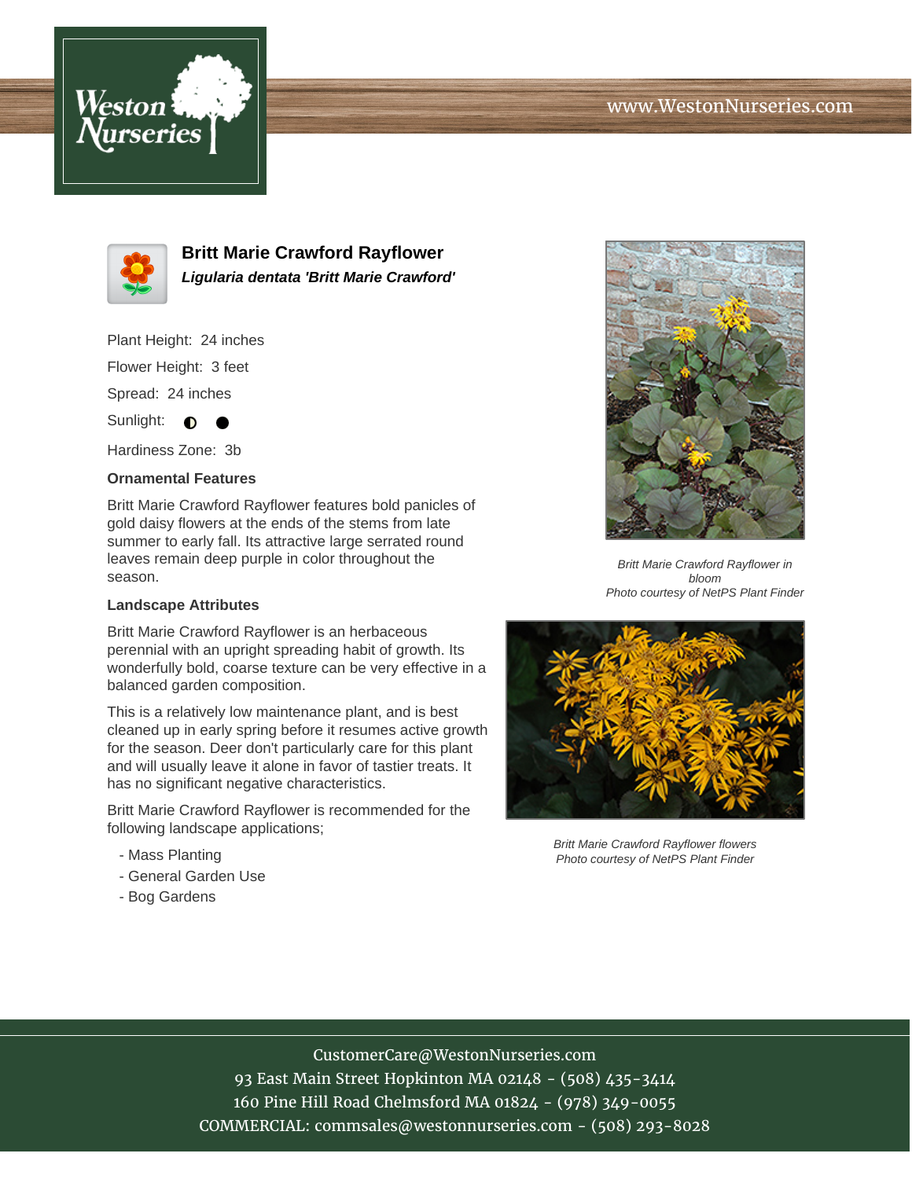# Britt Marie Crawford Rayflower

***Ligularia dentata 'Britt Marie Crawford'***

Plant Height: 24 inches

Flower Height: 3 feet

Spread: 24 inches

Sunlight: ◐ ●

Hardiness Zone: 3b

### Ornamental Features

Britt Marie Crawford Rayflower features bold panicles of gold daisy flowers at the ends of the stems from late summer to early fall. Its attractive large serrated round leaves remain deep purple in color throughout the season.

### Landscape Attributes

Britt Marie Crawford Rayflower is an herbaceous perennial with an upright spreading habit of growth. Its wonderfully bold, coarse texture can be very effective in a balanced garden composition.

This is a relatively low maintenance plant, and is best cleaned up in early spring before it resumes active growth for the season. Deer don't particularly care for this plant and will usually leave it alone in favor of tastier treats. It has no significant negative characteristics.

Britt Marie Crawford Rayflower is recommended for the following landscape applications;

- Mass Planting
- General Garden Use
- Bog Gardens

*Britt Marie Crawford Rayflower in bloom*
*Photo courtesy of NetPS Plant Finder*

*Britt Marie Crawford Rayflower flowers*
*Photo courtesy of NetPS Plant Finder*

CustomerCare@WestonNurseries.com
93 East Main Street Hopkinton MA 02148 - (508) 435-3414
160 Pine Hill Road Chelmsford MA 01824 - (978) 349-0055
COMMERCIAL: commsales@westonnurseries.com - (508) 293-8028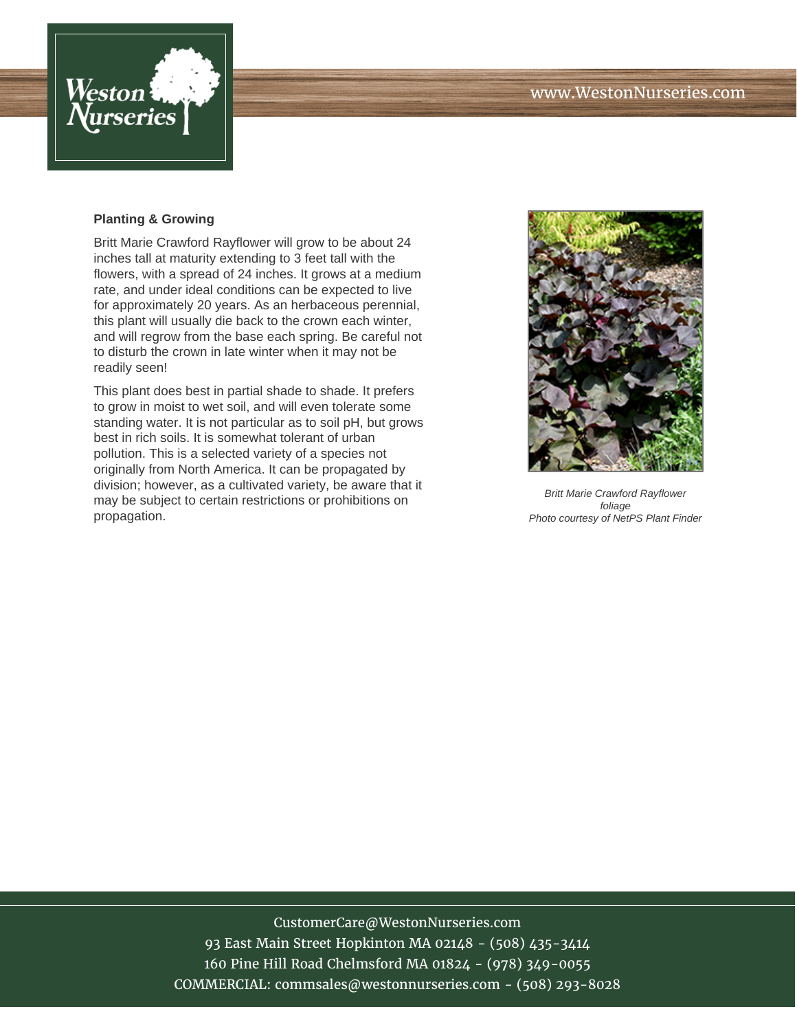**Planting & Growing**

Britt Marie Crawford Rayflower will grow to be about 24 inches tall at maturity extending to 3 feet tall with the flowers, with a spread of 24 inches. It grows at a medium rate, and under ideal conditions can be expected to live for approximately 20 years. As an herbaceous perennial, this plant will usually die back to the crown each winter, and will regrow from the base each spring. Be careful not to disturb the crown in late winter when it may not be readily seen!

This plant does best in partial shade to shade. It prefers to grow in moist to wet soil, and will even tolerate some standing water. It is not particular as to soil pH, but grows best in rich soils. It is somewhat tolerant of urban pollution. This is a selected variety of a species not originally from North America. It can be propagated by division; however, as a cultivated variety, be aware that it may be subject to certain restrictions or prohibitions on propagation.

*Britt Marie Crawford Rayflower foliage*
*Photo courtesy of NetPS Plant Finder*

CustomerCare@WestonNurseries.com
93 East Main Street Hopkinton MA 02148 - (508) 435-3414
160 Pine Hill Road Chelmsford MA 01824 - (978) 349-0055
COMMERCIAL: commsales@westonnurseries.com - (508) 293-8028